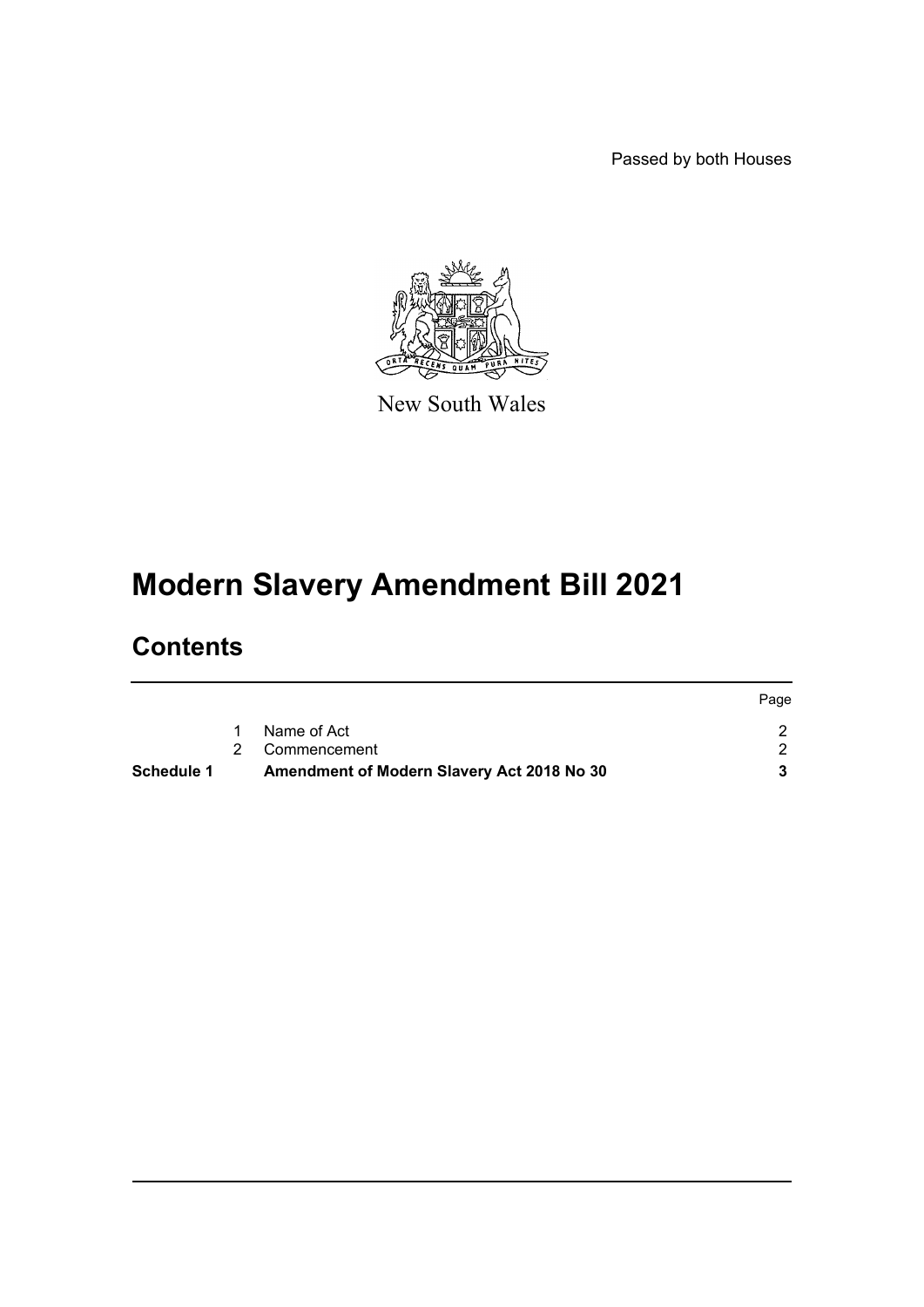Passed by both Houses

New South Wales

# Modern Slavery Amendment Bill 2021

## Contents

| | | | Page |
|---|---|---|---|
| | 1 | Name of Act | 2 |
| | 2 | Commencement | 2 |
| **Schedule 1** | | **Amendment of Modern Slavery Act 2018 No 30** | **3** |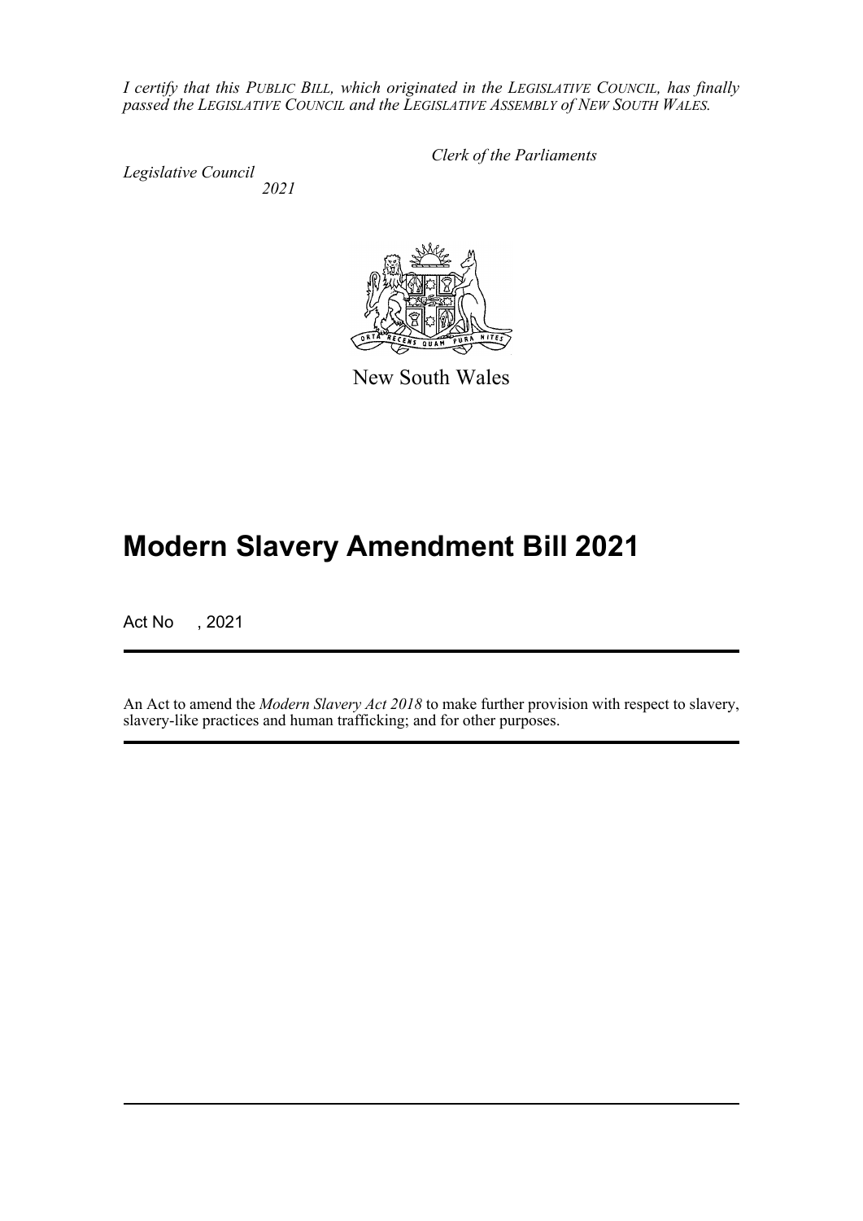*I certify that this PUBLIC BILL, which originated in the LEGISLATIVE COUNCIL, has finally passed the LEGISLATIVE COUNCIL and the LEGISLATIVE ASSEMBLY of NEW SOUTH WALES.*

*Clerk of the Parliaments*

*Legislative Council*
*2021*

New South Wales

# Modern Slavery Amendment Bill 2021

Act No , 2021

An Act to amend the *Modern Slavery Act 2018* to make further provision with respect to slavery, slavery-like practices and human trafficking; and for other purposes.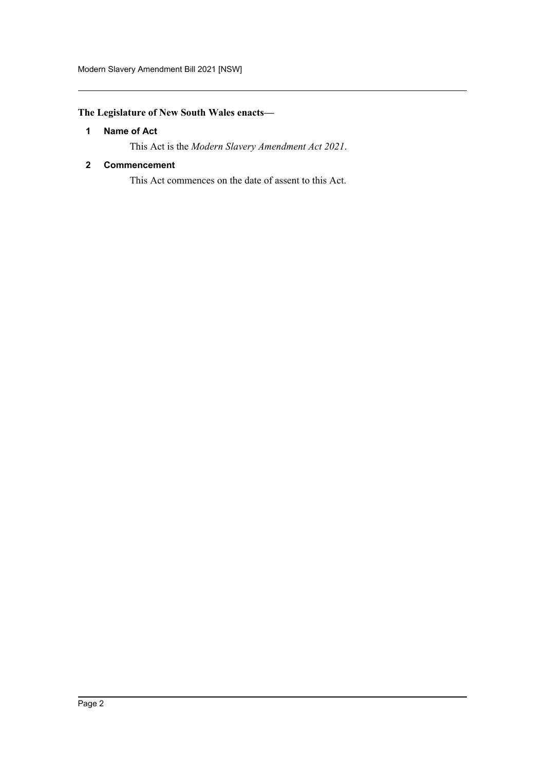**The Legislature of New South Wales enacts—**

### 1 Name of Act

This Act is the *Modern Slavery Amendment Act 2021*.

### 2 Commencement

This Act commences on the date of assent to this Act.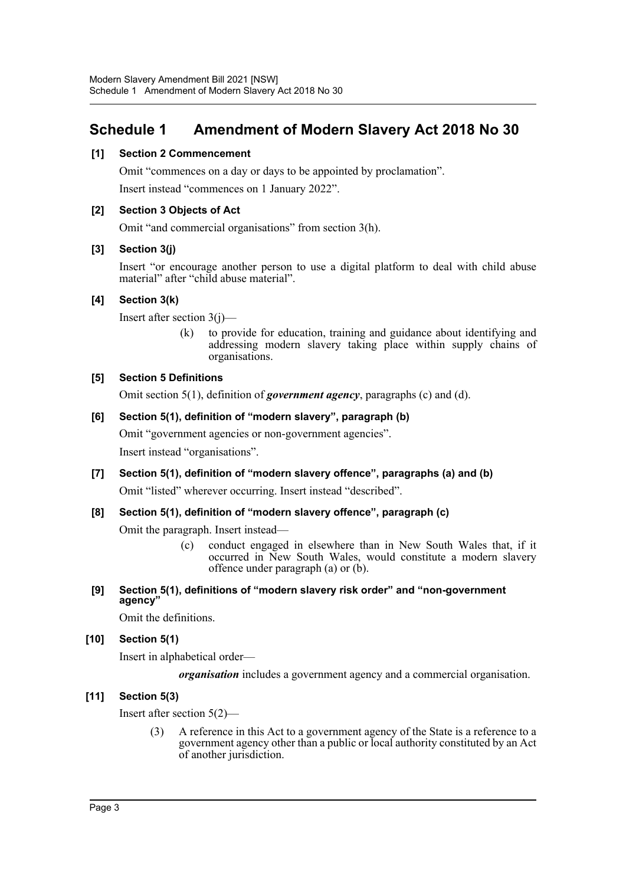# Schedule 1 Amendment of Modern Slavery Act 2018 No 30

**[1] Section 2 Commencement**

Omit "commences on a day or days to be appointed by proclamation".

Insert instead "commences on 1 January 2022".

**[2] Section 3 Objects of Act**

Omit "and commercial organisations" from section 3(h).

**[3] Section 3(j)**

Insert "or encourage another person to use a digital platform to deal with child abuse material" after "child abuse material".

**[4] Section 3(k)**

Insert after section 3(j)—

> (k) to provide for education, training and guidance about identifying and addressing modern slavery taking place within supply chains of organisations.

**[5] Section 5 Definitions**

Omit section 5(1), definition of ***government agency***, paragraphs (c) and (d).

**[6] Section 5(1), definition of "modern slavery", paragraph (b)**

Omit "government agencies or non-government agencies".

Insert instead "organisations".

**[7] Section 5(1), definition of "modern slavery offence", paragraphs (a) and (b)**

Omit "listed" wherever occurring. Insert instead "described".

**[8] Section 5(1), definition of "modern slavery offence", paragraph (c)**

Omit the paragraph. Insert instead—

> (c) conduct engaged in elsewhere than in New South Wales that, if it occurred in New South Wales, would constitute a modern slavery offence under paragraph (a) or (b).

**[9] Section 5(1), definitions of "modern slavery risk order" and "non-government agency"**

Omit the definitions.

**[10] Section 5(1)**

Insert in alphabetical order—

> ***organisation*** includes a government agency and a commercial organisation.

**[11] Section 5(3)**

Insert after section 5(2)—

> (3) A reference in this Act to a government agency of the State is a reference to a government agency other than a public or local authority constituted by an Act of another jurisdiction.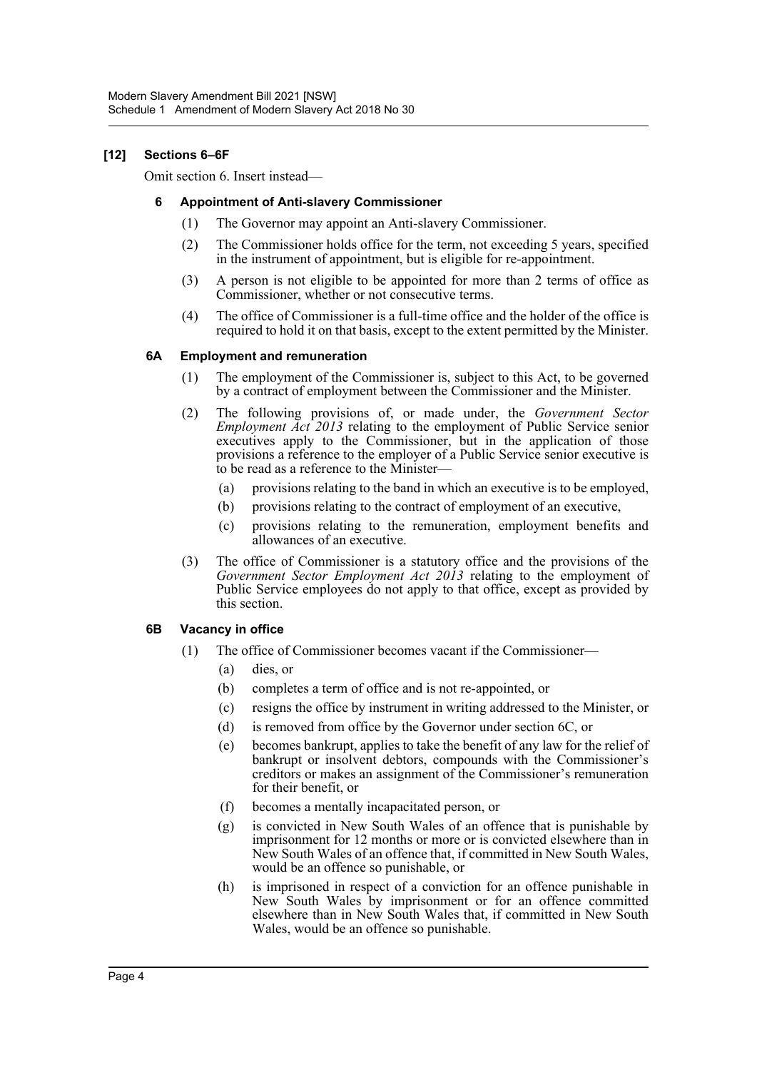### [12] Sections 6–6F

Omit section 6. Insert instead—

#### 6 Appointment of Anti-slavery Commissioner

(1) The Governor may appoint an Anti-slavery Commissioner.

(2) The Commissioner holds office for the term, not exceeding 5 years, specified in the instrument of appointment, but is eligible for re-appointment.

(3) A person is not eligible to be appointed for more than 2 terms of office as Commissioner, whether or not consecutive terms.

(4) The office of Commissioner is a full-time office and the holder of the office is required to hold it on that basis, except to the extent permitted by the Minister.

#### 6A Employment and remuneration

(1) The employment of the Commissioner is, subject to this Act, to be governed by a contract of employment between the Commissioner and the Minister.

(2) The following provisions of, or made under, the *Government Sector Employment Act 2013* relating to the employment of Public Service senior executives apply to the Commissioner, but in the application of those provisions a reference to the employer of a Public Service senior executive is to be read as a reference to the Minister—

(a) provisions relating to the band in which an executive is to be employed,

(b) provisions relating to the contract of employment of an executive,

(c) provisions relating to the remuneration, employment benefits and allowances of an executive.

(3) The office of Commissioner is a statutory office and the provisions of the *Government Sector Employment Act 2013* relating to the employment of Public Service employees do not apply to that office, except as provided by this section.

#### 6B Vacancy in office

(1) The office of Commissioner becomes vacant if the Commissioner—

(a) dies, or

(b) completes a term of office and is not re-appointed, or

(c) resigns the office by instrument in writing addressed to the Minister, or

(d) is removed from office by the Governor under section 6C, or

(e) becomes bankrupt, applies to take the benefit of any law for the relief of bankrupt or insolvent debtors, compounds with the Commissioner's creditors or makes an assignment of the Commissioner's remuneration for their benefit, or

(f) becomes a mentally incapacitated person, or

(g) is convicted in New South Wales of an offence that is punishable by imprisonment for 12 months or more or is convicted elsewhere than in New South Wales of an offence that, if committed in New South Wales, would be an offence so punishable, or

(h) is imprisoned in respect of a conviction for an offence punishable in New South Wales by imprisonment or for an offence committed elsewhere than in New South Wales that, if committed in New South Wales, would be an offence so punishable.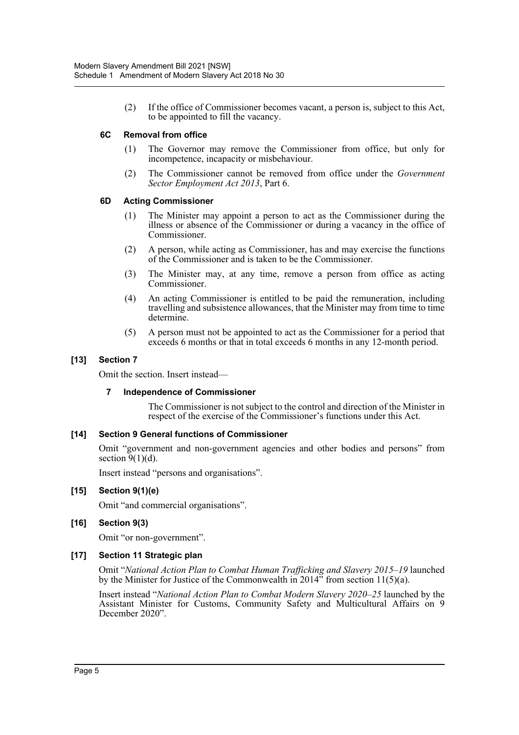(2) If the office of Commissioner becomes vacant, a person is, subject to this Act, to be appointed to fill the vacancy.

**6C Removal from office**

(1) The Governor may remove the Commissioner from office, but only for incompetence, incapacity or misbehaviour.

(2) The Commissioner cannot be removed from office under the *Government Sector Employment Act 2013*, Part 6.

**6D Acting Commissioner**

(1) The Minister may appoint a person to act as the Commissioner during the illness or absence of the Commissioner or during a vacancy in the office of Commissioner.

(2) A person, while acting as Commissioner, has and may exercise the functions of the Commissioner and is taken to be the Commissioner.

(3) The Minister may, at any time, remove a person from office as acting Commissioner.

(4) An acting Commissioner is entitled to be paid the remuneration, including travelling and subsistence allowances, that the Minister may from time to time determine.

(5) A person must not be appointed to act as the Commissioner for a period that exceeds 6 months or that in total exceeds 6 months in any 12-month period.

**[13] Section 7**

Omit the section. Insert instead—

**7 Independence of Commissioner**

The Commissioner is not subject to the control and direction of the Minister in respect of the exercise of the Commissioner's functions under this Act.

**[14] Section 9 General functions of Commissioner**

Omit "government and non-government agencies and other bodies and persons" from section 9(1)(d).

Insert instead "persons and organisations".

**[15] Section 9(1)(e)**

Omit "and commercial organisations".

**[16] Section 9(3)**

Omit "or non-government".

**[17] Section 11 Strategic plan**

Omit "*National Action Plan to Combat Human Trafficking and Slavery 2015–19* launched by the Minister for Justice of the Commonwealth in 2014" from section 11(5)(a).

Insert instead "*National Action Plan to Combat Modern Slavery 2020–25* launched by the Assistant Minister for Customs, Community Safety and Multicultural Affairs on 9 December 2020".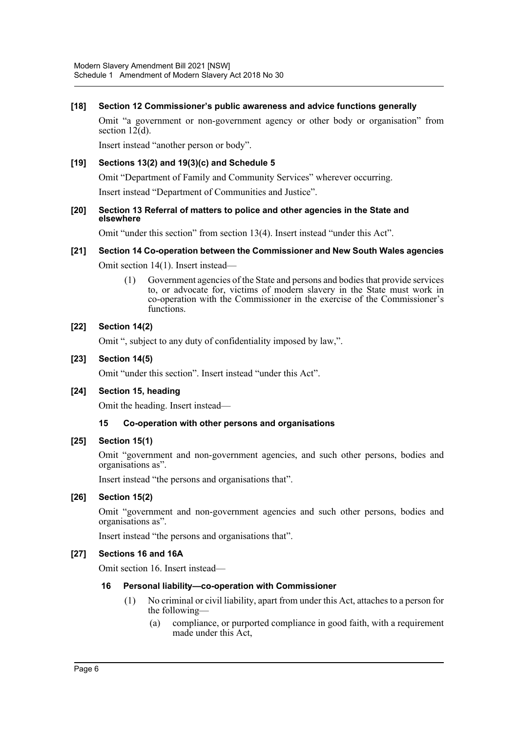**[18] Section 12 Commissioner's public awareness and advice functions generally**

Omit "a government or non-government agency or other body or organisation" from section 12(d).

Insert instead "another person or body".

**[19] Sections 13(2) and 19(3)(c) and Schedule 5**

Omit "Department of Family and Community Services" wherever occurring.

Insert instead "Department of Communities and Justice".

**[20] Section 13 Referral of matters to police and other agencies in the State and elsewhere**

Omit "under this section" from section 13(4). Insert instead "under this Act".

**[21] Section 14 Co-operation between the Commissioner and New South Wales agencies**

Omit section 14(1). Insert instead—

(1) Government agencies of the State and persons and bodies that provide services to, or advocate for, victims of modern slavery in the State must work in co-operation with the Commissioner in the exercise of the Commissioner's functions.

**[22] Section 14(2)**

Omit ", subject to any duty of confidentiality imposed by law,".

**[23] Section 14(5)**

Omit "under this section". Insert instead "under this Act".

**[24] Section 15, heading**

Omit the heading. Insert instead—

**15 Co-operation with other persons and organisations**

**[25] Section 15(1)**

Omit "government and non-government agencies, and such other persons, bodies and organisations as".

Insert instead "the persons and organisations that".

**[26] Section 15(2)**

Omit "government and non-government agencies and such other persons, bodies and organisations as".

Insert instead "the persons and organisations that".

**[27] Sections 16 and 16A**

Omit section 16. Insert instead—

**16 Personal liability—co-operation with Commissioner**

(1) No criminal or civil liability, apart from under this Act, attaches to a person for the following—

(a) compliance, or purported compliance in good faith, with a requirement made under this Act,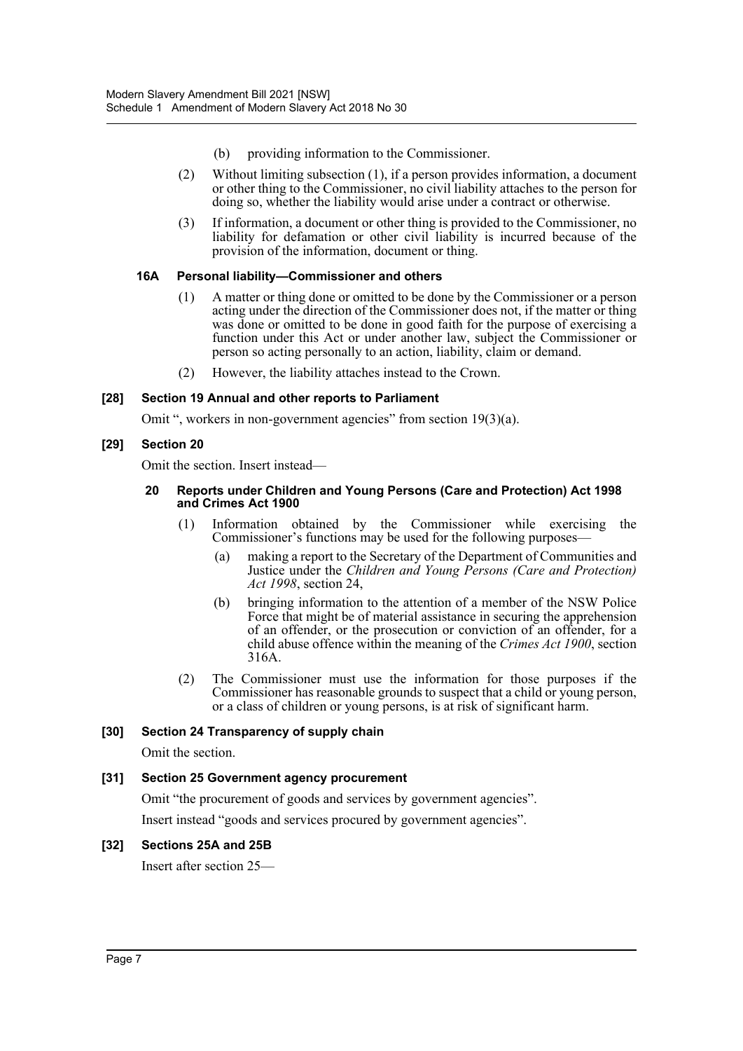(b) providing information to the Commissioner.

(2) Without limiting subsection (1), if a person provides information, a document or other thing to the Commissioner, no civil liability attaches to the person for doing so, whether the liability would arise under a contract or otherwise.

(3) If information, a document or other thing is provided to the Commissioner, no liability for defamation or other civil liability is incurred because of the provision of the information, document or thing.

#### 16A Personal liability—Commissioner and others

(1) A matter or thing done or omitted to be done by the Commissioner or a person acting under the direction of the Commissioner does not, if the matter or thing was done or omitted to be done in good faith for the purpose of exercising a function under this Act or under another law, subject the Commissioner or person so acting personally to an action, liability, claim or demand.

(2) However, the liability attaches instead to the Crown.

### [28] Section 19 Annual and other reports to Parliament

Omit ", workers in non-government agencies" from section 19(3)(a).

### [29] Section 20

Omit the section. Insert instead—

#### 20 Reports under Children and Young Persons (Care and Protection) Act 1998 and Crimes Act 1900

(1) Information obtained by the Commissioner while exercising the Commissioner's functions may be used for the following purposes—

(a) making a report to the Secretary of the Department of Communities and Justice under the *Children and Young Persons (Care and Protection) Act 1998*, section 24,

(b) bringing information to the attention of a member of the NSW Police Force that might be of material assistance in securing the apprehension of an offender, or the prosecution or conviction of an offender, for a child abuse offence within the meaning of the *Crimes Act 1900*, section 316A.

(2) The Commissioner must use the information for those purposes if the Commissioner has reasonable grounds to suspect that a child or young person, or a class of children or young persons, is at risk of significant harm.

### [30] Section 24 Transparency of supply chain

Omit the section.

### [31] Section 25 Government agency procurement

Omit "the procurement of goods and services by government agencies".

Insert instead "goods and services procured by government agencies".

### [32] Sections 25A and 25B

Insert after section 25—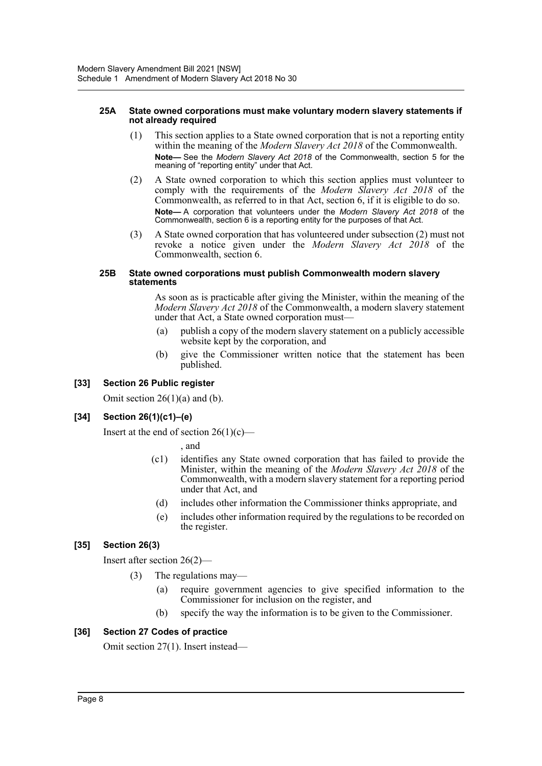**25A State owned corporations must make voluntary modern slavery statements if not already required**

(1) This section applies to a State owned corporation that is not a reporting entity within the meaning of the *Modern Slavery Act 2018* of the Commonwealth.

**Note—** See the *Modern Slavery Act 2018* of the Commonwealth, section 5 for the meaning of "reporting entity" under that Act.

(2) A State owned corporation to which this section applies must volunteer to comply with the requirements of the *Modern Slavery Act 2018* of the Commonwealth, as referred to in that Act, section 6, if it is eligible to do so.

**Note—** A corporation that volunteers under the *Modern Slavery Act 2018* of the Commonwealth, section 6 is a reporting entity for the purposes of that Act.

(3) A State owned corporation that has volunteered under subsection (2) must not revoke a notice given under the *Modern Slavery Act 2018* of the Commonwealth, section 6.

**25B State owned corporations must publish Commonwealth modern slavery statements**

As soon as is practicable after giving the Minister, within the meaning of the *Modern Slavery Act 2018* of the Commonwealth, a modern slavery statement under that Act, a State owned corporation must—

(a) publish a copy of the modern slavery statement on a publicly accessible website kept by the corporation, and

(b) give the Commissioner written notice that the statement has been published.

**[33] Section 26 Public register**

Omit section 26(1)(a) and (b).

**[34] Section 26(1)(c1)–(e)**

Insert at the end of section 26(1)(c)—

, and

(c1) identifies any State owned corporation that has failed to provide the Minister, within the meaning of the *Modern Slavery Act 2018* of the Commonwealth, with a modern slavery statement for a reporting period under that Act, and

(d) includes other information the Commissioner thinks appropriate, and

(e) includes other information required by the regulations to be recorded on the register.

**[35] Section 26(3)**

Insert after section 26(2)—

(3) The regulations may—

(a) require government agencies to give specified information to the Commissioner for inclusion on the register, and

(b) specify the way the information is to be given to the Commissioner.

**[36] Section 27 Codes of practice**

Omit section 27(1). Insert instead—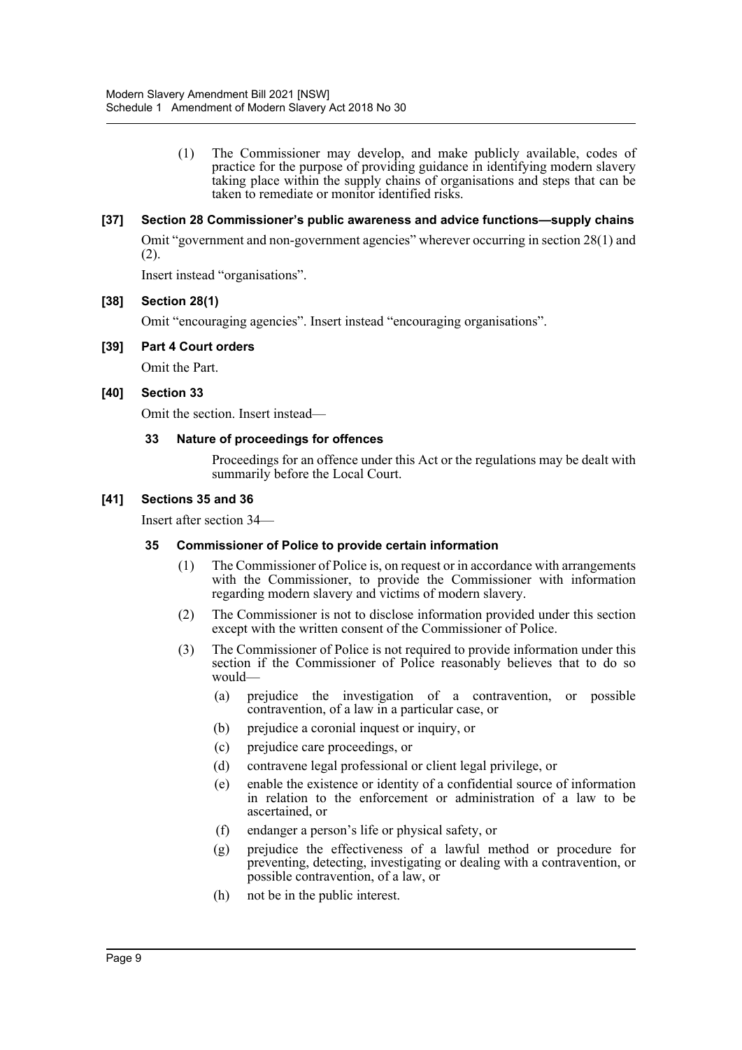(1) The Commissioner may develop, and make publicly available, codes of practice for the purpose of providing guidance in identifying modern slavery taking place within the supply chains of organisations and steps that can be taken to remediate or monitor identified risks.

**[37] Section 28 Commissioner's public awareness and advice functions—supply chains**

Omit "government and non-government agencies" wherever occurring in section 28(1) and (2).

Insert instead "organisations".

**[38] Section 28(1)**

Omit "encouraging agencies". Insert instead "encouraging organisations".

**[39] Part 4 Court orders**

Omit the Part.

**[40] Section 33**

Omit the section. Insert instead—

**33 Nature of proceedings for offences**

Proceedings for an offence under this Act or the regulations may be dealt with summarily before the Local Court.

**[41] Sections 35 and 36**

Insert after section 34—

**35 Commissioner of Police to provide certain information**

(1) The Commissioner of Police is, on request or in accordance with arrangements with the Commissioner, to provide the Commissioner with information regarding modern slavery and victims of modern slavery.

(2) The Commissioner is not to disclose information provided under this section except with the written consent of the Commissioner of Police.

(3) The Commissioner of Police is not required to provide information under this section if the Commissioner of Police reasonably believes that to do so would—

(a) prejudice the investigation of a contravention, or possible contravention, of a law in a particular case, or

(b) prejudice a coronial inquest or inquiry, or

(c) prejudice care proceedings, or

(d) contravene legal professional or client legal privilege, or

(e) enable the existence or identity of a confidential source of information in relation to the enforcement or administration of a law to be ascertained, or

(f) endanger a person's life or physical safety, or

(g) prejudice the effectiveness of a lawful method or procedure for preventing, detecting, investigating or dealing with a contravention, or possible contravention, of a law, or

(h) not be in the public interest.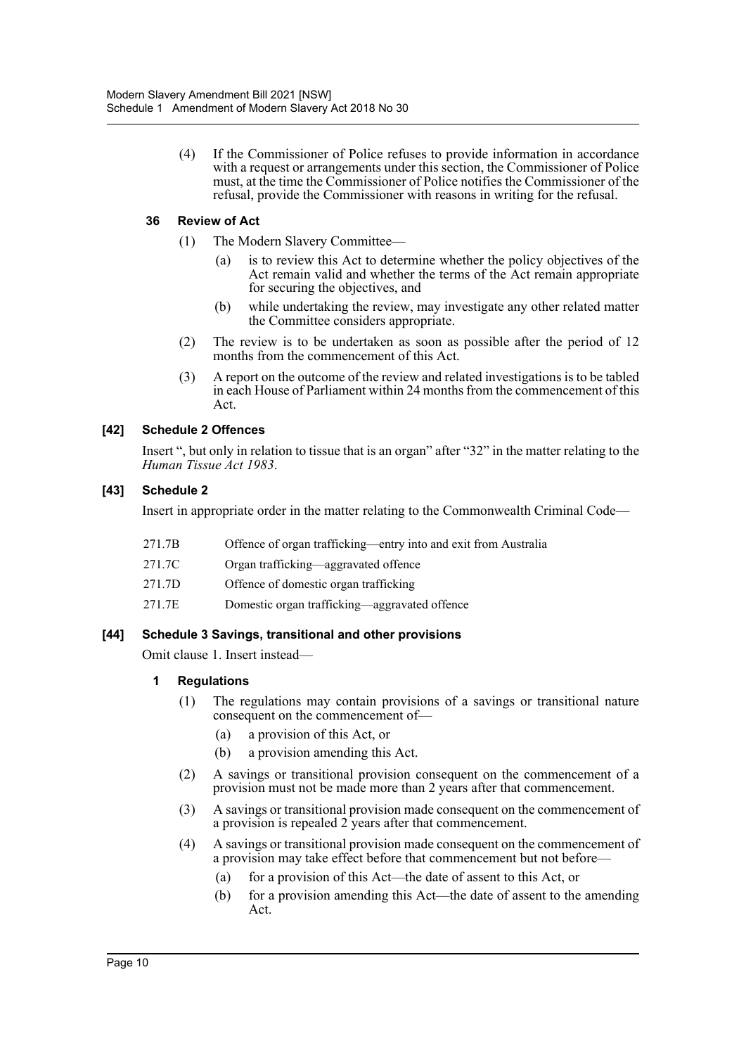(4) If the Commissioner of Police refuses to provide information in accordance with a request or arrangements under this section, the Commissioner of Police must, at the time the Commissioner of Police notifies the Commissioner of the refusal, provide the Commissioner with reasons in writing for the refusal.

### 36 Review of Act

(1) The Modern Slavery Committee—

(a) is to review this Act to determine whether the policy objectives of the Act remain valid and whether the terms of the Act remain appropriate for securing the objectives, and

(b) while undertaking the review, may investigate any other related matter the Committee considers appropriate.

(2) The review is to be undertaken as soon as possible after the period of 12 months from the commencement of this Act.

(3) A report on the outcome of the review and related investigations is to be tabled in each House of Parliament within 24 months from the commencement of this Act.

## [42] Schedule 2 Offences

Insert ", but only in relation to tissue that is an organ" after "32" in the matter relating to the *Human Tissue Act 1983*.

## [43] Schedule 2

Insert in appropriate order in the matter relating to the Commonwealth Criminal Code—

| | |
|---|---|
| 271.7B | Offence of organ trafficking—entry into and exit from Australia |
| 271.7C | Organ trafficking—aggravated offence |
| 271.7D | Offence of domestic organ trafficking |
| 271.7E | Domestic organ trafficking—aggravated offence |

## [44] Schedule 3 Savings, transitional and other provisions

Omit clause 1. Insert instead—

### 1 Regulations

(1) The regulations may contain provisions of a savings or transitional nature consequent on the commencement of—

(a) a provision of this Act, or

(b) a provision amending this Act.

(2) A savings or transitional provision consequent on the commencement of a provision must not be made more than 2 years after that commencement.

(3) A savings or transitional provision made consequent on the commencement of a provision is repealed 2 years after that commencement.

(4) A savings or transitional provision made consequent on the commencement of a provision may take effect before that commencement but not before—

(a) for a provision of this Act—the date of assent to this Act, or

(b) for a provision amending this Act—the date of assent to the amending Act.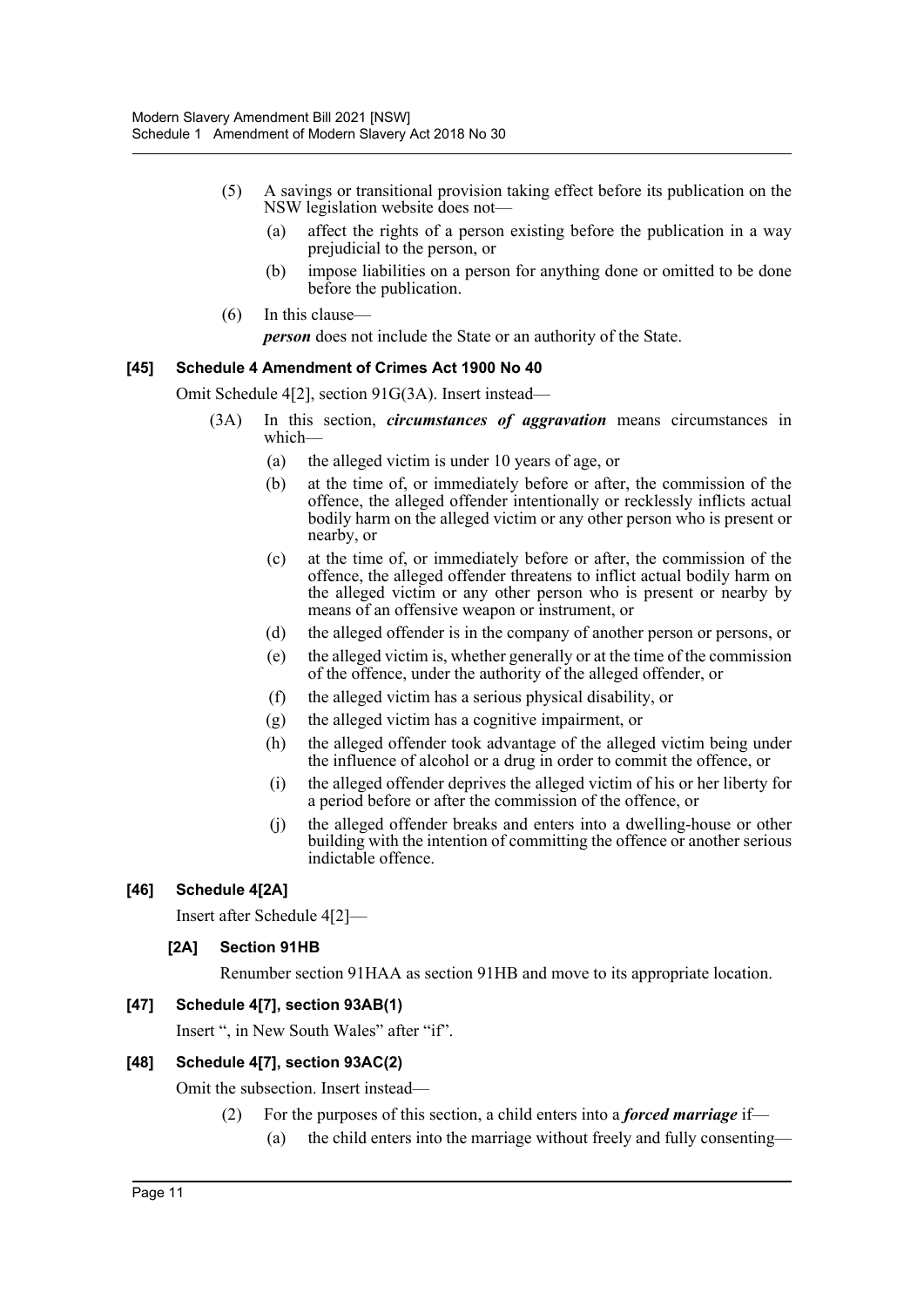(5) A savings or transitional provision taking effect before its publication on the NSW legislation website does not—

   (a) affect the rights of a person existing before the publication in a way prejudicial to the person, or

   (b) impose liabilities on a person for anything done or omitted to be done before the publication.

(6) In this clause—

*person* does not include the State or an authority of the State.

### [45] Schedule 4 Amendment of Crimes Act 1900 No 40

Omit Schedule 4[2], section 91G(3A). Insert instead—

(3A) In this section, ***circumstances of aggravation*** means circumstances in which—

   (a) the alleged victim is under 10 years of age, or

   (b) at the time of, or immediately before or after, the commission of the offence, the alleged offender intentionally or recklessly inflicts actual bodily harm on the alleged victim or any other person who is present or nearby, or

   (c) at the time of, or immediately before or after, the commission of the offence, the alleged offender threatens to inflict actual bodily harm on the alleged victim or any other person who is present or nearby by means of an offensive weapon or instrument, or

   (d) the alleged offender is in the company of another person or persons, or

   (e) the alleged victim is, whether generally or at the time of the commission of the offence, under the authority of the alleged offender, or

   (f) the alleged victim has a serious physical disability, or

   (g) the alleged victim has a cognitive impairment, or

   (h) the alleged offender took advantage of the alleged victim being under the influence of alcohol or a drug in order to commit the offence, or

   (i) the alleged offender deprives the alleged victim of his or her liberty for a period before or after the commission of the offence, or

   (j) the alleged offender breaks and enters into a dwelling-house or other building with the intention of committing the offence or another serious indictable offence.

### [46] Schedule 4[2A]

Insert after Schedule 4[2]—

#### [2A] Section 91HB

Renumber section 91HAA as section 91HB and move to its appropriate location.

### [47] Schedule 4[7], section 93AB(1)

Insert ", in New South Wales" after "if".

### [48] Schedule 4[7], section 93AC(2)

Omit the subsection. Insert instead—

(2) For the purposes of this section, a child enters into a ***forced marriage*** if—

   (a) the child enters into the marriage without freely and fully consenting—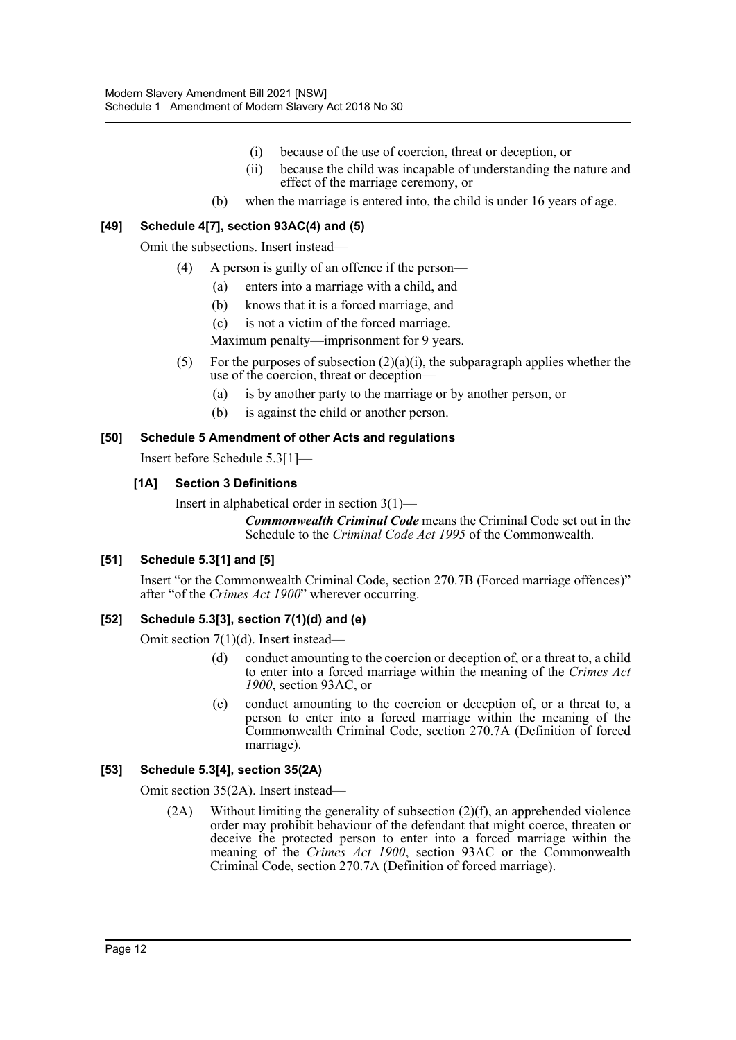(i) because of the use of coercion, threat or deception, or

(ii) because the child was incapable of understanding the nature and effect of the marriage ceremony, or

(b) when the marriage is entered into, the child is under 16 years of age.

### [49] Schedule 4[7], section 93AC(4) and (5)

Omit the subsections. Insert instead—

(4) A person is guilty of an offence if the person—

(a) enters into a marriage with a child, and

(b) knows that it is a forced marriage, and

(c) is not a victim of the forced marriage.

Maximum penalty—imprisonment for 9 years.

(5) For the purposes of subsection (2)(a)(i), the subparagraph applies whether the use of the coercion, threat or deception—

(a) is by another party to the marriage or by another person, or

(b) is against the child or another person.

### [50] Schedule 5 Amendment of other Acts and regulations

Insert before Schedule 5.3[1]—

#### [1A] Section 3 Definitions

Insert in alphabetical order in section 3(1)—

***Commonwealth Criminal Code*** means the Criminal Code set out in the Schedule to the *Criminal Code Act 1995* of the Commonwealth.

### [51] Schedule 5.3[1] and [5]

Insert "or the Commonwealth Criminal Code, section 270.7B (Forced marriage offences)" after "of the *Crimes Act 1900*" wherever occurring.

### [52] Schedule 5.3[3], section 7(1)(d) and (e)

Omit section 7(1)(d). Insert instead—

(d) conduct amounting to the coercion or deception of, or a threat to, a child to enter into a forced marriage within the meaning of the *Crimes Act 1900*, section 93AC, or

(e) conduct amounting to the coercion or deception of, or a threat to, a person to enter into a forced marriage within the meaning of the Commonwealth Criminal Code, section 270.7A (Definition of forced marriage).

### [53] Schedule 5.3[4], section 35(2A)

Omit section 35(2A). Insert instead—

(2A) Without limiting the generality of subsection (2)(f), an apprehended violence order may prohibit behaviour of the defendant that might coerce, threaten or deceive the protected person to enter into a forced marriage within the meaning of the *Crimes Act 1900*, section 93AC or the Commonwealth Criminal Code, section 270.7A (Definition of forced marriage).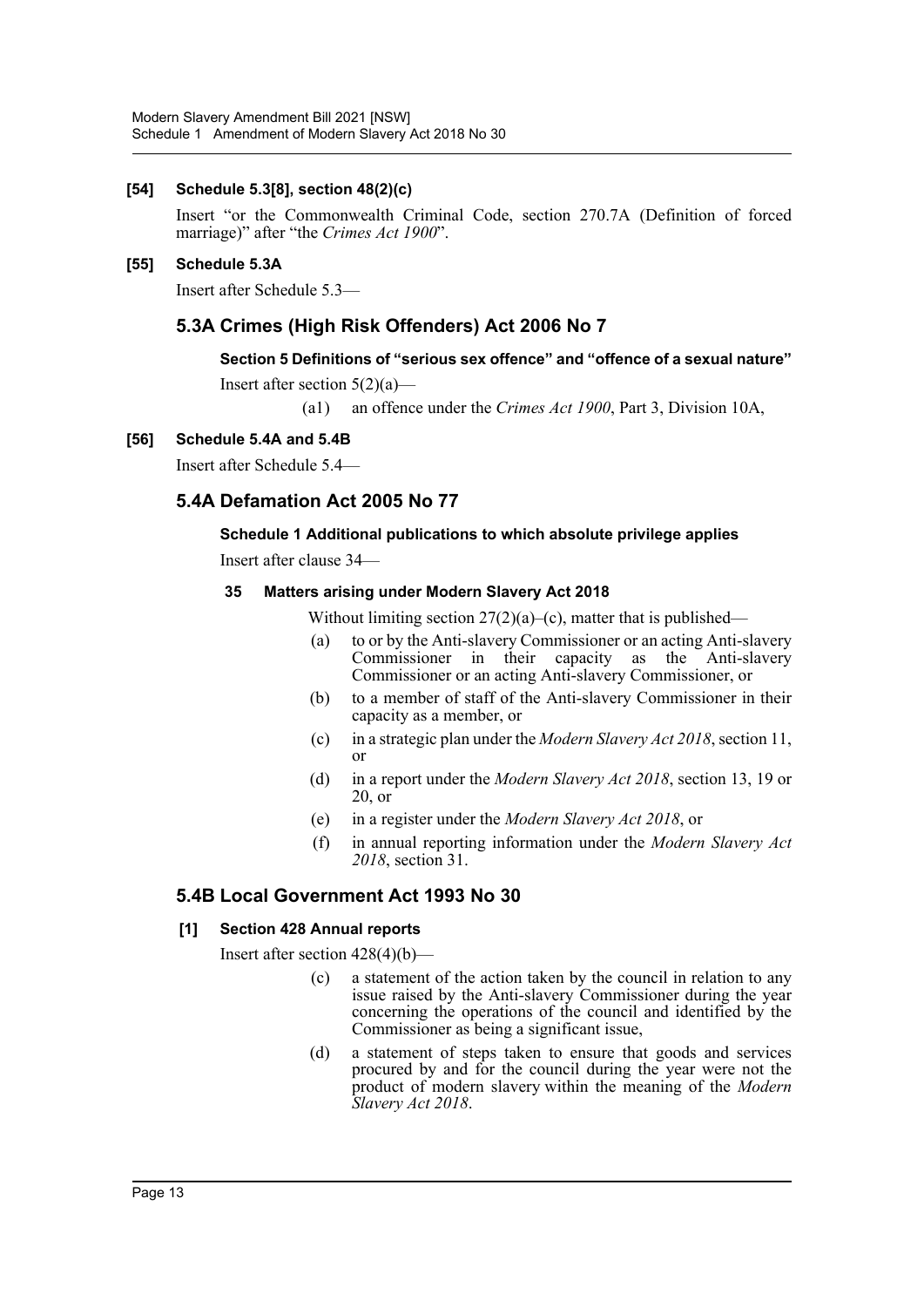**[54] Schedule 5.3[8], section 48(2)(c)**

Insert "or the Commonwealth Criminal Code, section 270.7A (Definition of forced marriage)" after "the *Crimes Act 1900*".

**[55] Schedule 5.3A**

Insert after Schedule 5.3—

## 5.3A Crimes (High Risk Offenders) Act 2006 No 7

**Section 5 Definitions of "serious sex offence" and "offence of a sexual nature"**

Insert after section 5(2)(a)—

(a1) an offence under the *Crimes Act 1900*, Part 3, Division 10A,

**[56] Schedule 5.4A and 5.4B**

Insert after Schedule 5.4—

## 5.4A Defamation Act 2005 No 77

**Schedule 1 Additional publications to which absolute privilege applies**

Insert after clause 34—

**35 Matters arising under Modern Slavery Act 2018**

Without limiting section 27(2)(a)–(c), matter that is published—

(a) to or by the Anti-slavery Commissioner or an acting Anti-slavery Commissioner in their capacity as the Anti-slavery Commissioner or an acting Anti-slavery Commissioner, or

(b) to a member of staff of the Anti-slavery Commissioner in their capacity as a member, or

(c) in a strategic plan under the *Modern Slavery Act 2018*, section 11, or

(d) in a report under the *Modern Slavery Act 2018*, section 13, 19 or 20, or

(e) in a register under the *Modern Slavery Act 2018*, or

(f) in annual reporting information under the *Modern Slavery Act 2018*, section 31.

## 5.4B Local Government Act 1993 No 30

**[1] Section 428 Annual reports**

Insert after section 428(4)(b)—

(c) a statement of the action taken by the council in relation to any issue raised by the Anti-slavery Commissioner during the year concerning the operations of the council and identified by the Commissioner as being a significant issue,

(d) a statement of steps taken to ensure that goods and services procured by and for the council during the year were not the product of modern slavery within the meaning of the *Modern Slavery Act 2018*.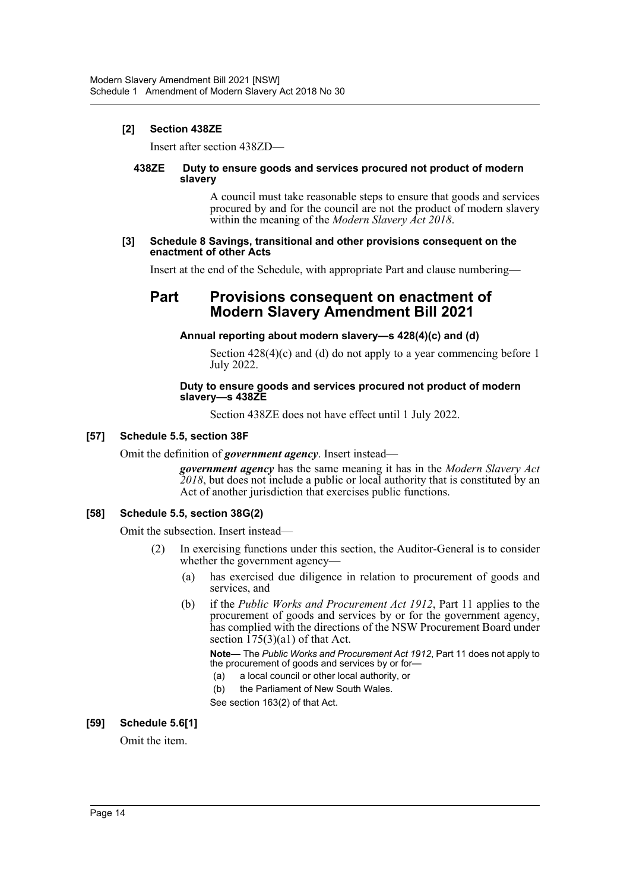**[2] Section 438ZE**

Insert after section 438ZD—

**438ZE Duty to ensure goods and services procured not product of modern slavery**

A council must take reasonable steps to ensure that goods and services procured by and for the council are not the product of modern slavery within the meaning of the *Modern Slavery Act 2018*.

**[3] Schedule 8 Savings, transitional and other provisions consequent on the enactment of other Acts**

Insert at the end of the Schedule, with appropriate Part and clause numbering—

## Part Provisions consequent on enactment of Modern Slavery Amendment Bill 2021

**Annual reporting about modern slavery—s 428(4)(c) and (d)**

Section 428(4)(c) and (d) do not apply to a year commencing before 1 July 2022.

**Duty to ensure goods and services procured not product of modern slavery—s 438ZE**

Section 438ZE does not have effect until 1 July 2022.

**[57] Schedule 5.5, section 38F**

Omit the definition of ***government agency***. Insert instead—

***government agency*** has the same meaning it has in the *Modern Slavery Act 2018*, but does not include a public or local authority that is constituted by an Act of another jurisdiction that exercises public functions.

**[58] Schedule 5.5, section 38G(2)**

Omit the subsection. Insert instead—

(2) In exercising functions under this section, the Auditor-General is to consider whether the government agency—

(a) has exercised due diligence in relation to procurement of goods and services, and

(b) if the *Public Works and Procurement Act 1912*, Part 11 applies to the procurement of goods and services by or for the government agency, has complied with the directions of the NSW Procurement Board under section 175(3)(a1) of that Act.

**Note—** The *Public Works and Procurement Act 1912*, Part 11 does not apply to the procurement of goods and services by or for—

(a) a local council or other local authority, or

(b) the Parliament of New South Wales.

See section 163(2) of that Act.

**[59] Schedule 5.6[1]**

Omit the item.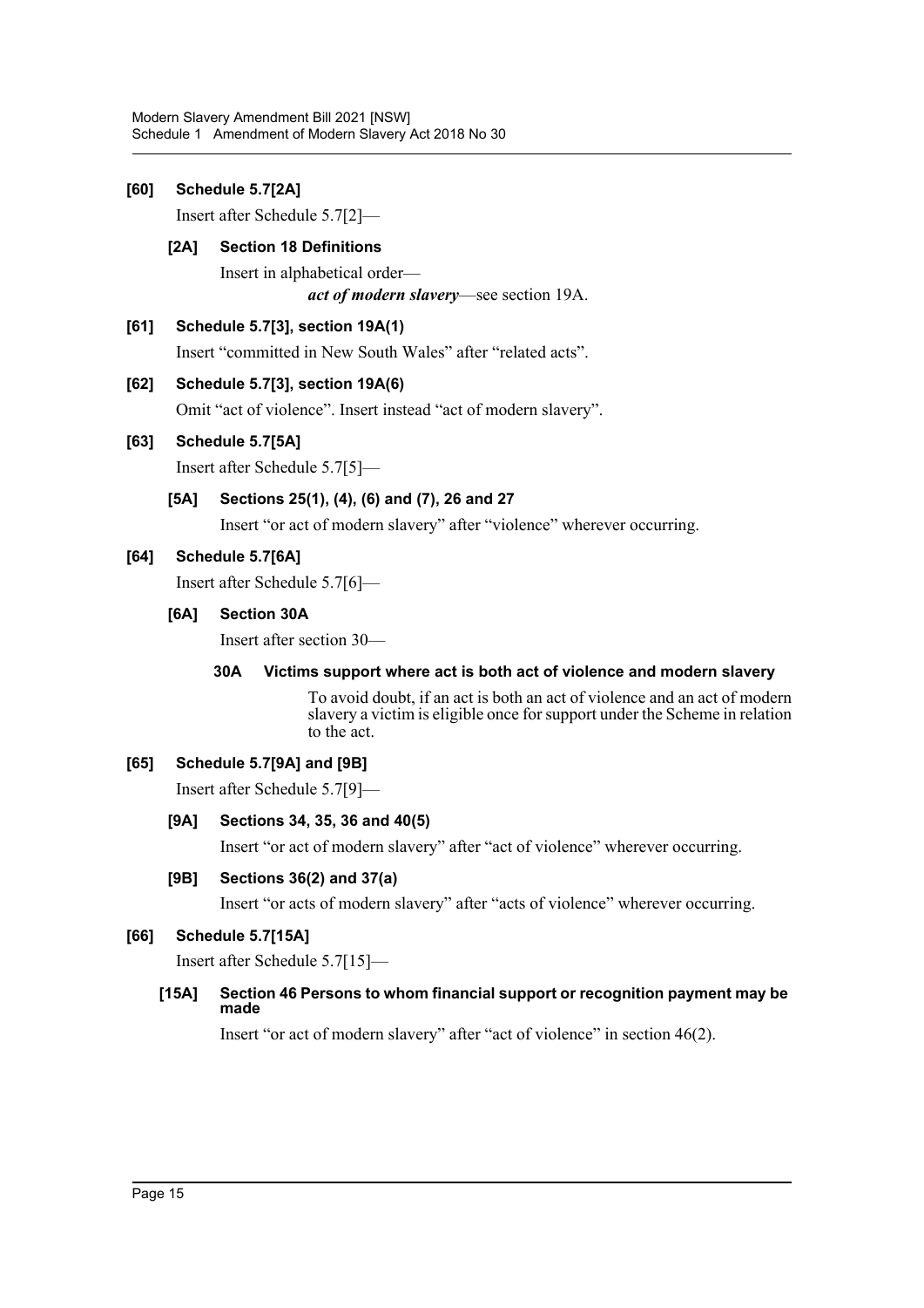**[60] Schedule 5.7[2A]**

Insert after Schedule 5.7[2]—

**[2A] Section 18 Definitions**

Insert in alphabetical order—

***act of modern slavery***—see section 19A.

**[61] Schedule 5.7[3], section 19A(1)**

Insert "committed in New South Wales" after "related acts".

**[62] Schedule 5.7[3], section 19A(6)**

Omit "act of violence". Insert instead "act of modern slavery".

**[63] Schedule 5.7[5A]**

Insert after Schedule 5.7[5]—

**[5A] Sections 25(1), (4), (6) and (7), 26 and 27**

Insert "or act of modern slavery" after "violence" wherever occurring.

**[64] Schedule 5.7[6A]**

Insert after Schedule 5.7[6]—

**[6A] Section 30A**

Insert after section 30—

**30A Victims support where act is both act of violence and modern slavery**

To avoid doubt, if an act is both an act of violence and an act of modern slavery a victim is eligible once for support under the Scheme in relation to the act.

**[65] Schedule 5.7[9A] and [9B]**

Insert after Schedule 5.7[9]—

**[9A] Sections 34, 35, 36 and 40(5)**

Insert "or act of modern slavery" after "act of violence" wherever occurring.

**[9B] Sections 36(2) and 37(a)**

Insert "or acts of modern slavery" after "acts of violence" wherever occurring.

**[66] Schedule 5.7[15A]**

Insert after Schedule 5.7[15]—

**[15A] Section 46 Persons to whom financial support or recognition payment may be made**

Insert "or act of modern slavery" after "act of violence" in section 46(2).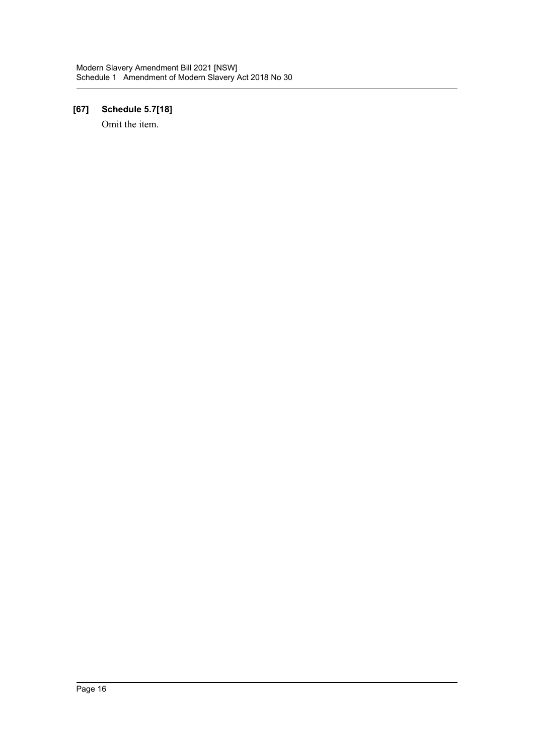**[67] Schedule 5.7[18]**

Omit the item.